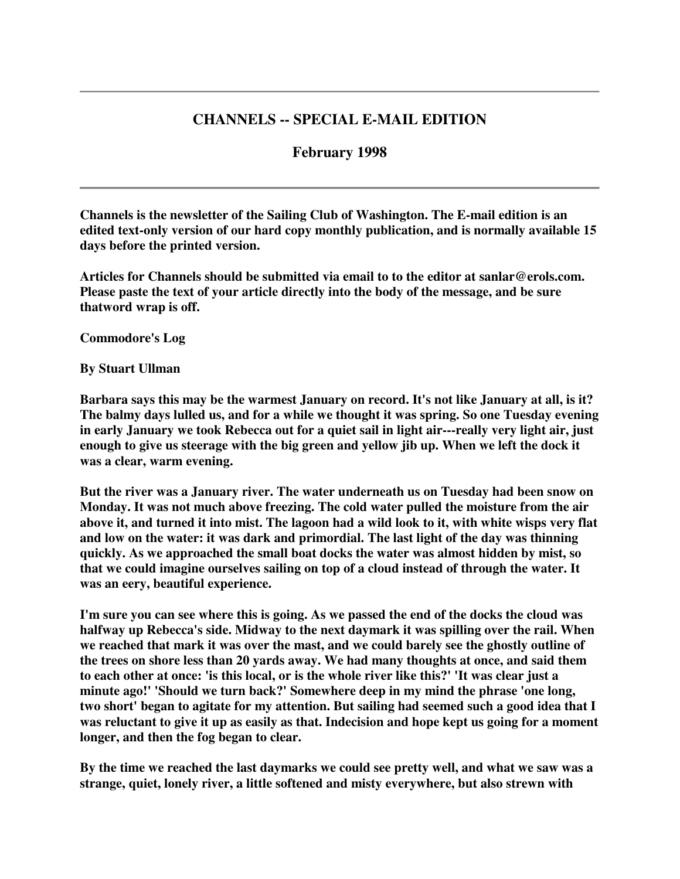---

## CHANNELS -- SPECIAL E-MAIL EDITION

### February 1998

---

**Channels is the newsletter of the Sailing Club of Washington. The E-mail edition is an edited text-only version of our hard copy monthly publication, and is normally available 15 days before the printed version.**

**Articles for Channels should be submitted via email to to the editor at sanlar@erols.com. Please paste the text of your article directly into the body of the message, and be sure thatword wrap is off.**

**Commodore's Log**

**By Stuart Ullman**

**Barbara says this may be the warmest January on record. It's not like January at all, is it? The balmy days lulled us, and for a while we thought it was spring. So one Tuesday evening in early January we took Rebecca out for a quiet sail in light air---really very light air, just enough to give us steerage with the big green and yellow jib up. When we left the dock it was a clear, warm evening.**

**But the river was a January river. The water underneath us on Tuesday had been snow on Monday. It was not much above freezing. The cold water pulled the moisture from the air above it, and turned it into mist. The lagoon had a wild look to it, with white wisps very flat and low on the water: it was dark and primordial. The last light of the day was thinning quickly. As we approached the small boat docks the water was almost hidden by mist, so that we could imagine ourselves sailing on top of a cloud instead of through the water. It was an eery, beautiful experience.**

**I'm sure you can see where this is going. As we passed the end of the docks the cloud was halfway up Rebecca's side. Midway to the next daymark it was spilling over the rail. When we reached that mark it was over the mast, and we could barely see the ghostly outline of the trees on shore less than 20 yards away. We had many thoughts at once, and said them to each other at once: 'is this local, or is the whole river like this?' 'It was clear just a minute ago!' 'Should we turn back?' Somewhere deep in my mind the phrase 'one long, two short' began to agitate for my attention. But sailing had seemed such a good idea that I was reluctant to give it up as easily as that. Indecision and hope kept us going for a moment longer, and then the fog began to clear.**

**By the time we reached the last daymarks we could see pretty well, and what we saw was a strange, quiet, lonely river, a little softened and misty everywhere, but also strewn with**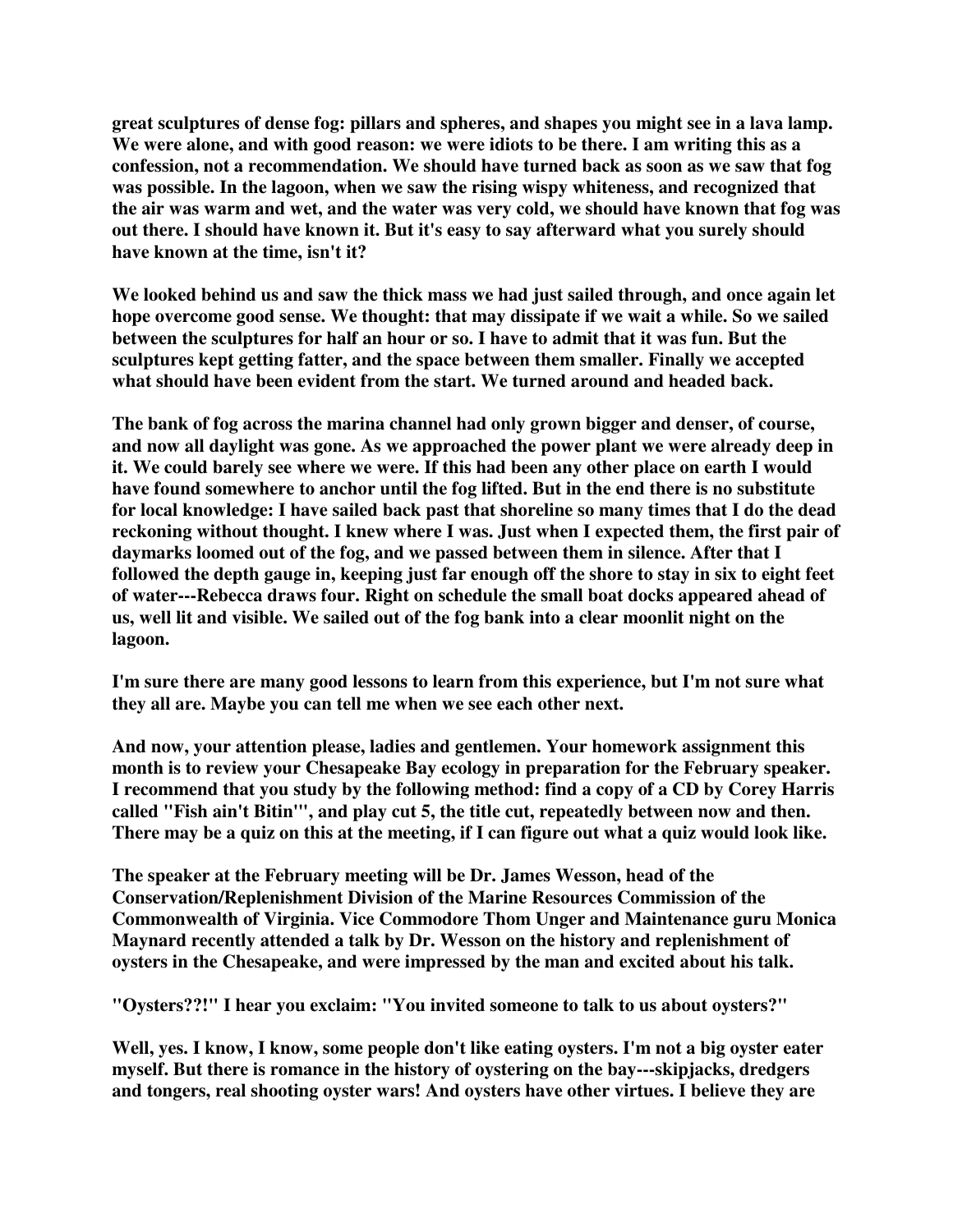great sculptures of dense fog: pillars and spheres, and shapes you might see in a lava lamp. We were alone, and with good reason: we were idiots to be there. I am writing this as a confession, not a recommendation. We should have turned back as soon as we saw that fog was possible. In the lagoon, when we saw the rising wispy whiteness, and recognized that the air was warm and wet, and the water was very cold, we should have known that fog was out there. I should have known it. But it's easy to say afterward what you surely should have known at the time, isn't it?

We looked behind us and saw the thick mass we had just sailed through, and once again let hope overcome good sense. We thought: that may dissipate if we wait a while. So we sailed between the sculptures for half an hour or so. I have to admit that it was fun. But the sculptures kept getting fatter, and the space between them smaller. Finally we accepted what should have been evident from the start. We turned around and headed back.

The bank of fog across the marina channel had only grown bigger and denser, of course, and now all daylight was gone. As we approached the power plant we were already deep in it. We could barely see where we were. If this had been any other place on earth I would have found somewhere to anchor until the fog lifted. But in the end there is no substitute for local knowledge: I have sailed back past that shoreline so many times that I do the dead reckoning without thought. I knew where I was. Just when I expected them, the first pair of daymarks loomed out of the fog, and we passed between them in silence. After that I followed the depth gauge in, keeping just far enough off the shore to stay in six to eight feet of water---Rebecca draws four. Right on schedule the small boat docks appeared ahead of us, well lit and visible. We sailed out of the fog bank into a clear moonlit night on the lagoon.

I'm sure there are many good lessons to learn from this experience, but I'm not sure what they all are. Maybe you can tell me when we see each other next.

And now, your attention please, ladies and gentlemen. Your homework assignment this month is to review your Chesapeake Bay ecology in preparation for the February speaker. I recommend that you study by the following method: find a copy of a CD by Corey Harris called "Fish ain't Bitin'", and play cut 5, the title cut, repeatedly between now and then. There may be a quiz on this at the meeting, if I can figure out what a quiz would look like.

The speaker at the February meeting will be Dr. James Wesson, head of the Conservation/Replenishment Division of the Marine Resources Commission of the Commonwealth of Virginia. Vice Commodore Thom Unger and Maintenance guru Monica Maynard recently attended a talk by Dr. Wesson on the history and replenishment of oysters in the Chesapeake, and were impressed by the man and excited about his talk.

"Oysters??!" I hear you exclaim: "You invited someone to talk to us about oysters?"

Well, yes. I know, I know, some people don't like eating oysters. I'm not a big oyster eater myself. But there is romance in the history of oystering on the bay---skipjacks, dredgers and tongers, real shooting oyster wars! And oysters have other virtues. I believe they are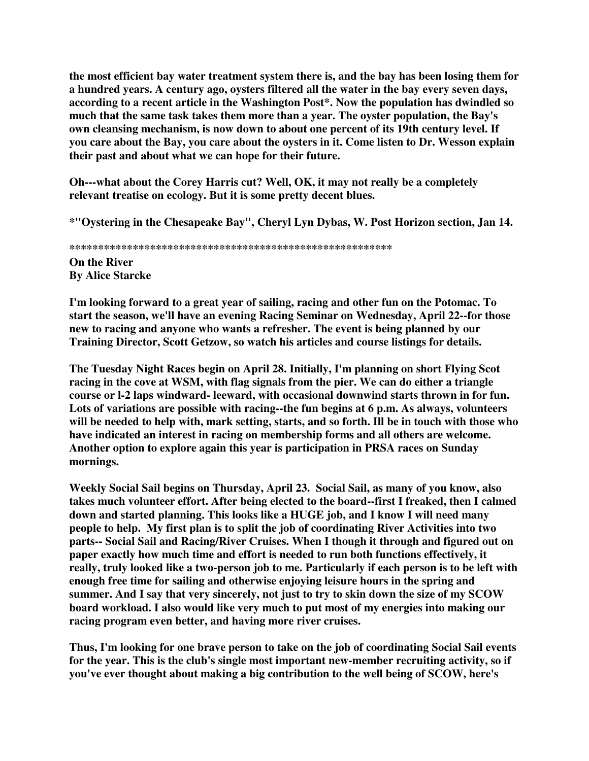the most efficient bay water treatment system there is, and the bay has been losing them for a hundred years. A century ago, oysters filtered all the water in the bay every seven days, according to a recent article in the Washington Post*. Now the population has dwindled so much that the same task takes them more than a year. The oyster population, the Bay's own cleansing mechanism, is now down to about one percent of its 19th century level. If you care about the Bay, you care about the oysters in it. Come listen to Dr. Wesson explain their past and about what we can hope for their future.

Oh---what about the Corey Harris cut? Well, OK, it may not really be a completely relevant treatise on ecology. But it is some pretty decent blues.

*"Oystering in the Chesapeake Bay", Cheryl Lyn Dybas, W. Post Horizon section, Jan 14.

*******************************************************

**On the River**
**By Alice Starcke**

I'm looking forward to a great year of sailing, racing and other fun on the Potomac. To start the season, we'll have an evening Racing Seminar on Wednesday, April 22--for those new to racing and anyone who wants a refresher. The event is being planned by our Training Director, Scott Getzow, so watch his articles and course listings for details.

The Tuesday Night Races begin on April 28. Initially, I'm planning on short Flying Scot racing in the cove at WSM, with flag signals from the pier. We can do either a triangle course or l-2 laps windward- leeward, with occasional downwind starts thrown in for fun. Lots of variations are possible with racing--the fun begins at 6 p.m. As always, volunteers will be needed to help with, mark setting, starts, and so forth. Ill be in touch with those who have indicated an interest in racing on membership forms and all others are welcome. Another option to explore again this year is participation in PRSA races on Sunday mornings.

Weekly Social Sail begins on Thursday, April 23. Social Sail, as many of you know, also takes much volunteer effort. After being elected to the board--first I freaked, then I calmed down and started planning. This looks like a HUGE job, and I know I will need many people to help. My first plan is to split the job of coordinating River Activities into two parts-- Social Sail and Racing/River Cruises. When I though it through and figured out on paper exactly how much time and effort is needed to run both functions effectively, it really, truly looked like a two-person job to me. Particularly if each person is to be left with enough free time for sailing and otherwise enjoying leisure hours in the spring and summer. And I say that very sincerely, not just to try to skin down the size of my SCOW board workload. I also would like very much to put most of my energies into making our racing program even better, and having more river cruises.

Thus, I'm looking for one brave person to take on the job of coordinating Social Sail events for the year. This is the club's single most important new-member recruiting activity, so if you've ever thought about making a big contribution to the well being of SCOW, here's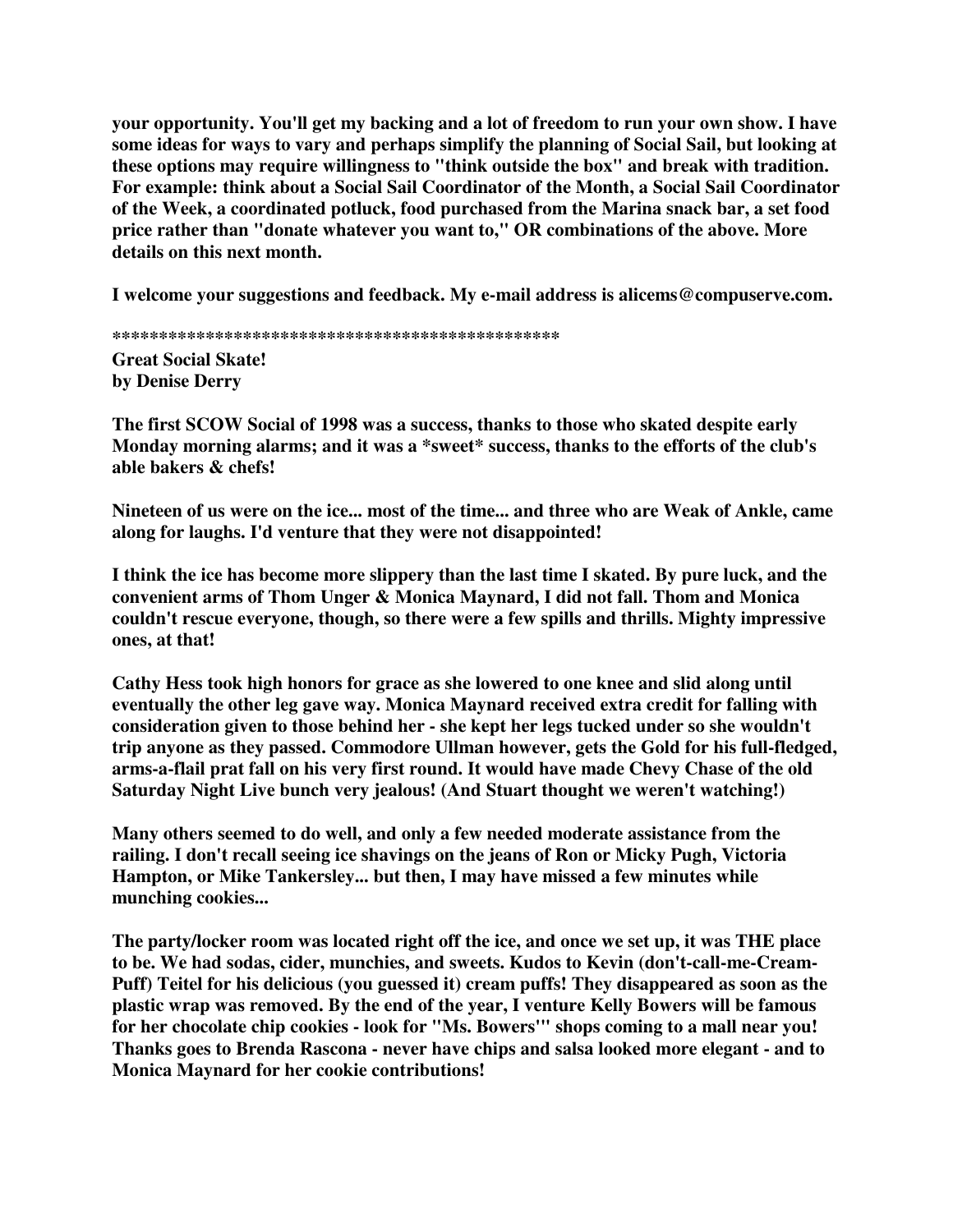**your opportunity. You'll get my backing and a lot of freedom to run your own show. I have some ideas for ways to vary and perhaps simplify the planning of Social Sail, but looking at these options may require willingness to "think outside the box" and break with tradition. For example: think about a Social Sail Coordinator of the Month, a Social Sail Coordinator of the Week, a coordinated potluck, food purchased from the Marina snack bar, a set food price rather than "donate whatever you want to," OR combinations of the above. More details on this next month.**

**I welcome your suggestions and feedback. My e-mail address is alicems@compuserve.com.**

**************************************************

**Great Social Skate!**
**by Denise Derry**

**The first SCOW Social of 1998 was a success, thanks to those who skated despite early Monday morning alarms; and it was a *sweet* success, thanks to the efforts of the club's able bakers & chefs!**

**Nineteen of us were on the ice... most of the time... and three who are Weak of Ankle, came along for laughs. I'd venture that they were not disappointed!**

**I think the ice has become more slippery than the last time I skated. By pure luck, and the convenient arms of Thom Unger & Monica Maynard, I did not fall. Thom and Monica couldn't rescue everyone, though, so there were a few spills and thrills. Mighty impressive ones, at that!**

**Cathy Hess took high honors for grace as she lowered to one knee and slid along until eventually the other leg gave way. Monica Maynard received extra credit for falling with consideration given to those behind her - she kept her legs tucked under so she wouldn't trip anyone as they passed. Commodore Ullman however, gets the Gold for his full-fledged, arms-a-flail prat fall on his very first round. It would have made Chevy Chase of the old Saturday Night Live bunch very jealous! (And Stuart thought we weren't watching!)**

**Many others seemed to do well, and only a few needed moderate assistance from the railing. I don't recall seeing ice shavings on the jeans of Ron or Micky Pugh, Victoria Hampton, or Mike Tankersley... but then, I may have missed a few minutes while munching cookies...**

**The party/locker room was located right off the ice, and once we set up, it was THE place to be. We had sodas, cider, munchies, and sweets. Kudos to Kevin (don't-call-me-Cream-Puff) Teitel for his delicious (you guessed it) cream puffs! They disappeared as soon as the plastic wrap was removed. By the end of the year, I venture Kelly Bowers will be famous for her chocolate chip cookies - look for "Ms. Bowers'" shops coming to a mall near you! Thanks goes to Brenda Rascona - never have chips and salsa looked more elegant - and to Monica Maynard for her cookie contributions!**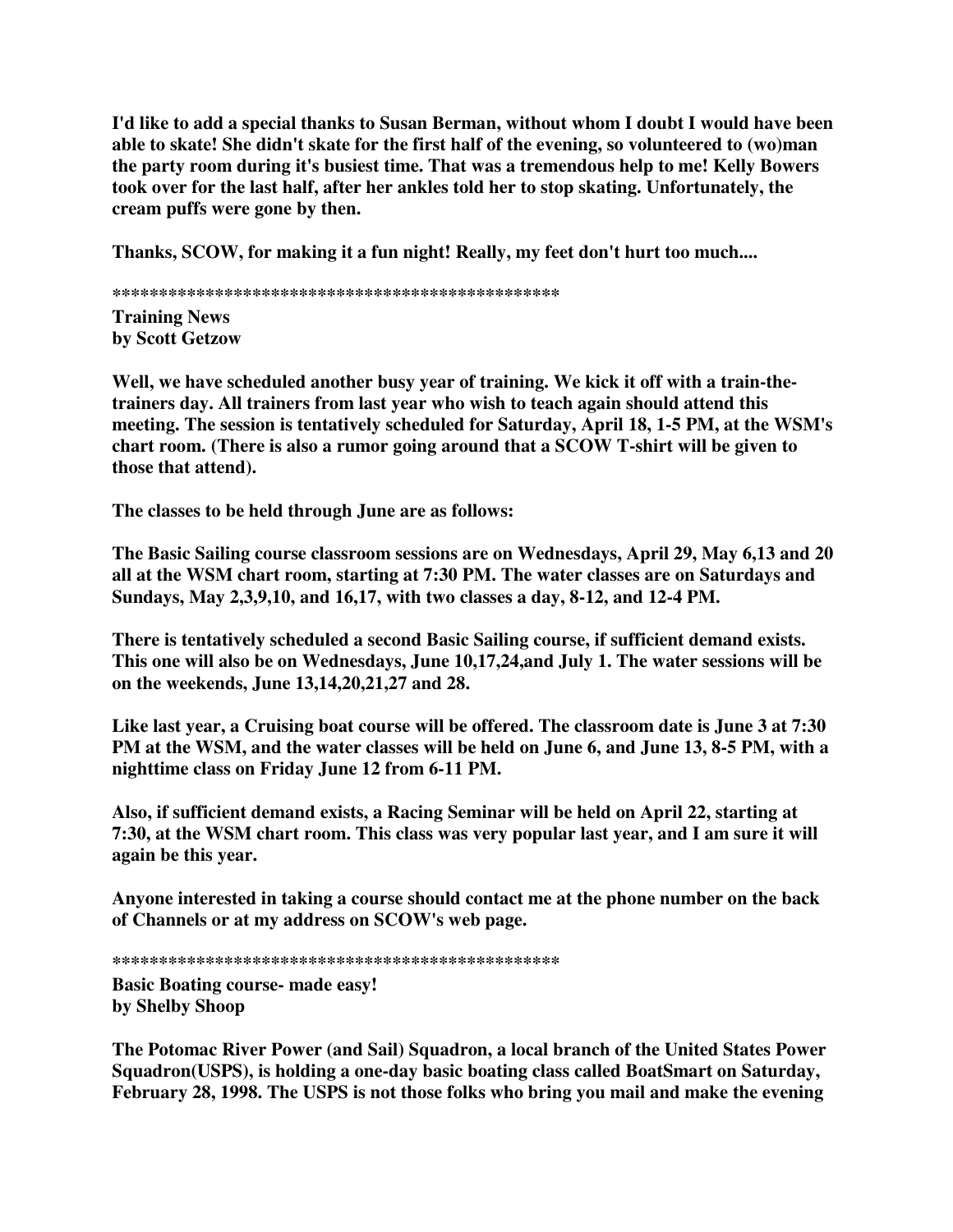I'd like to add a special thanks to Susan Berman, without whom I doubt I would have been able to skate! She didn't skate for the first half of the evening, so volunteered to (wo)man the party room during it's busiest time. That was a tremendous help to me! Kelly Bowers took over for the last half, after her ankles told her to stop skating. Unfortunately, the cream puffs were gone by then.

Thanks, SCOW, for making it a fun night! Really, my feet don't hurt too much....

************************************************

**Training News**
**by Scott Getzow**

Well, we have scheduled another busy year of training. We kick it off with a train-the-trainers day. All trainers from last year who wish to teach again should attend this meeting. The session is tentatively scheduled for Saturday, April 18, 1-5 PM, at the WSM's chart room. (There is also a rumor going around that a SCOW T-shirt will be given to those that attend).

The classes to be held through June are as follows:

The Basic Sailing course classroom sessions are on Wednesdays, April 29, May 6,13 and 20 all at the WSM chart room, starting at 7:30 PM. The water classes are on Saturdays and Sundays, May 2,3,9,10, and 16,17, with two classes a day, 8-12, and 12-4 PM.

There is tentatively scheduled a second Basic Sailing course, if sufficient demand exists. This one will also be on Wednesdays, June 10,17,24,and July 1. The water sessions will be on the weekends, June 13,14,20,21,27 and 28.

Like last year, a Cruising boat course will be offered. The classroom date is June 3 at 7:30 PM at the WSM, and the water classes will be held on June 6, and June 13, 8-5 PM, with a nighttime class on Friday June 12 from 6-11 PM.

Also, if sufficient demand exists, a Racing Seminar will be held on April 22, starting at 7:30, at the WSM chart room. This class was very popular last year, and I am sure it will again be this year.

Anyone interested in taking a course should contact me at the phone number on the back of Channels or at my address on SCOW's web page.

************************************************

**Basic Boating course- made easy!**
**by Shelby Shoop**

The Potomac River Power (and Sail) Squadron, a local branch of the United States Power Squadron(USPS), is holding a one-day basic boating class called BoatSmart on Saturday, February 28, 1998. The USPS is not those folks who bring you mail and make the evening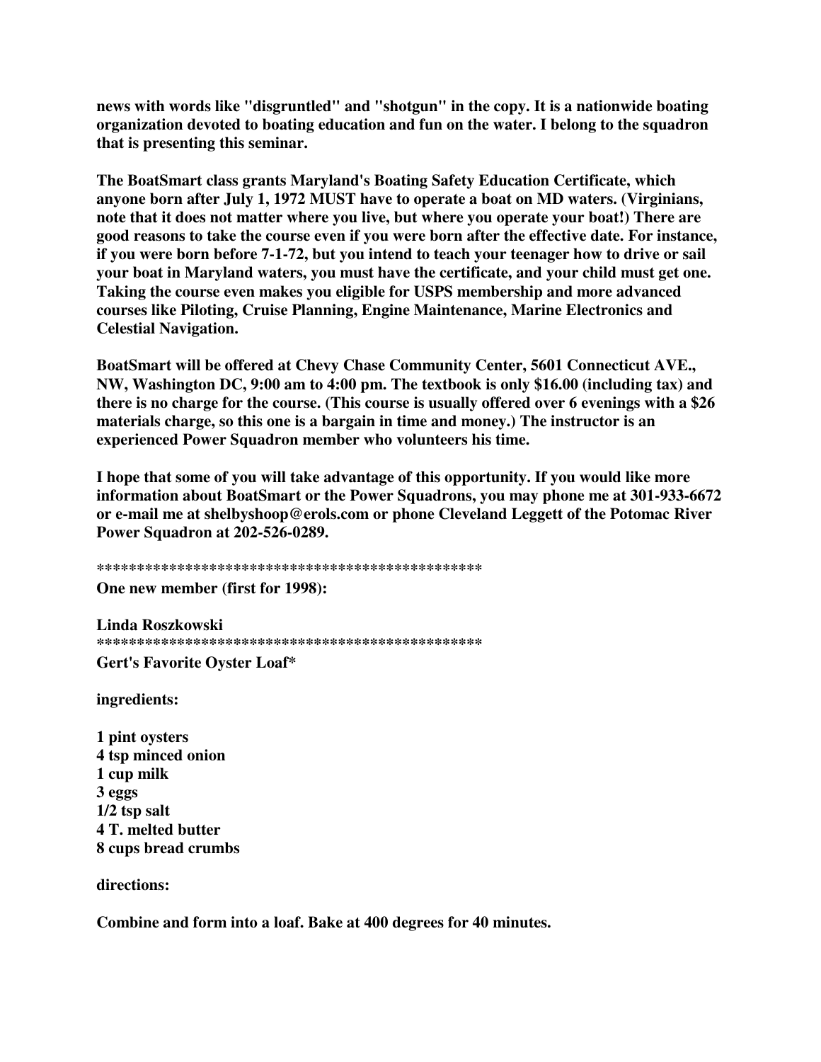**news with words like "disgruntled" and "shotgun" in the copy. It is a nationwide boating organization devoted to boating education and fun on the water. I belong to the squadron that is presenting this seminar.**

**The BoatSmart class grants Maryland's Boating Safety Education Certificate, which anyone born after July 1, 1972 MUST have to operate a boat on MD waters. (Virginians, note that it does not matter where you live, but where you operate your boat!) There are good reasons to take the course even if you were born after the effective date. For instance, if you were born before 7-1-72, but you intend to teach your teenager how to drive or sail your boat in Maryland waters, you must have the certificate, and your child must get one. Taking the course even makes you eligible for USPS membership and more advanced courses like Piloting, Cruise Planning, Engine Maintenance, Marine Electronics and Celestial Navigation.**

**BoatSmart will be offered at Chevy Chase Community Center, 5601 Connecticut AVE., NW, Washington DC, 9:00 am to 4:00 pm. The textbook is only $16.00 (including tax) and there is no charge for the course. (This course is usually offered over 6 evenings with a $26 materials charge, so this one is a bargain in time and money.) The instructor is an experienced Power Squadron member who volunteers his time.**

**I hope that some of you will take advantage of this opportunity. If you would like more information about BoatSmart or the Power Squadrons, you may phone me at 301-933-6672 or e-mail me at shelbyshoop@erols.com or phone Cleveland Leggett of the Potomac River Power Squadron at 202-526-0289.**

**\*\*\*\*\*\*\*\*\*\*\*\*\*\*\*\*\*\*\*\*\*\*\*\*\*\*\*\*\*\*\*\*\*\*\*\*\*\*\*\*\*\*\*\*\*\*\*\***

**One new member (first for 1998):**

**Linda Roszkowski**

**\*\*\*\*\*\*\*\*\*\*\*\*\*\*\*\*\*\*\*\*\*\*\*\*\*\*\*\*\*\*\*\*\*\*\*\*\*\*\*\*\*\*\*\*\*\*\*\***

**Gert's Favorite Oyster Loaf***

**ingredients:**

**1 pint oysters**
**4 tsp minced onion**
**1 cup milk**
**3 eggs**
**1/2 tsp salt**
**4 T. melted butter**
**8 cups bread crumbs**

**directions:**

**Combine and form into a loaf. Bake at 400 degrees for 40 minutes.**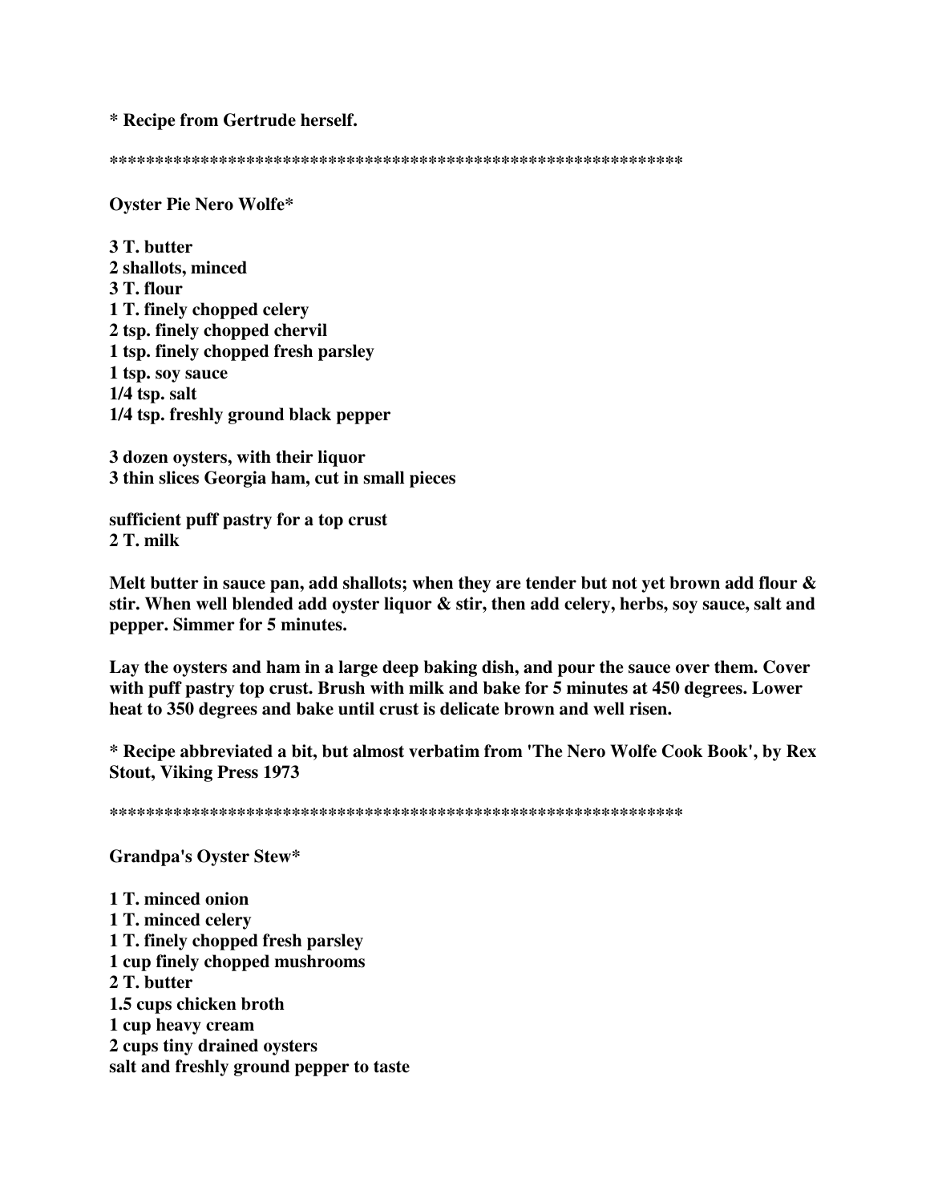**\* Recipe from Gertrude herself.**

**\*\*\*\*\*\*\*\*\*\*\*\*\*\*\*\*\*\*\*\*\*\*\*\*\*\*\*\*\*\*\*\*\*\*\*\*\*\*\*\*\*\*\*\*\*\*\*\*\*\*\*\*\*\*\*\*\*\*\*\*\*\*\*\*\*\***

**Oyster Pie Nero Wolfe\***

**3 T. butter**
**2 shallots, minced**
**3 T. flour**
**1 T. finely chopped celery**
**2 tsp. finely chopped chervil**
**1 tsp. finely chopped fresh parsley**
**1 tsp. soy sauce**
**1/4 tsp. salt**
**1/4 tsp. freshly ground black pepper**

**3 dozen oysters, with their liquor**
**3 thin slices Georgia ham, cut in small pieces**

**sufficient puff pastry for a top crust**
**2 T. milk**

**Melt butter in sauce pan, add shallots; when they are tender but not yet brown add flour & stir. When well blended add oyster liquor & stir, then add celery, herbs, soy sauce, salt and pepper. Simmer for 5 minutes.**

**Lay the oysters and ham in a large deep baking dish, and pour the sauce over them. Cover with puff pastry top crust. Brush with milk and bake for 5 minutes at 450 degrees. Lower heat to 350 degrees and bake until crust is delicate brown and well risen.**

**\* Recipe abbreviated a bit, but almost verbatim from 'The Nero Wolfe Cook Book', by Rex Stout, Viking Press 1973**

**\*\*\*\*\*\*\*\*\*\*\*\*\*\*\*\*\*\*\*\*\*\*\*\*\*\*\*\*\*\*\*\*\*\*\*\*\*\*\*\*\*\*\*\*\*\*\*\*\*\*\*\*\*\*\*\*\*\*\*\*\*\*\*\*\*\***

**Grandpa's Oyster Stew\***

**1 T. minced onion**
**1 T. minced celery**
**1 T. finely chopped fresh parsley**
**1 cup finely chopped mushrooms**
**2 T. butter**
**1.5 cups chicken broth**
**1 cup heavy cream**
**2 cups tiny drained oysters**
**salt and freshly ground pepper to taste**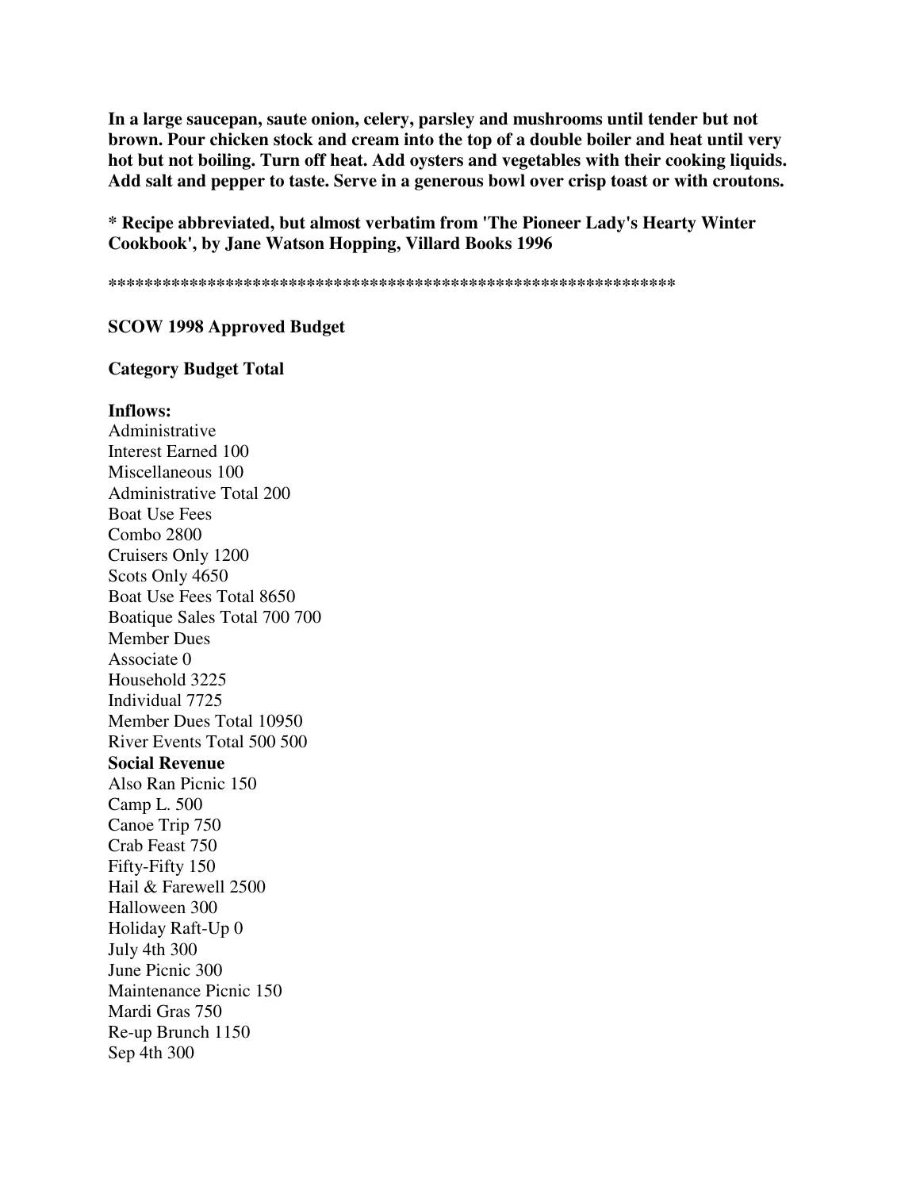**In a large saucepan, saute onion, celery, parsley and mushrooms until tender but not brown. Pour chicken stock and cream into the top of a double boiler and heat until very hot but not boiling. Turn off heat. Add oysters and vegetables with their cooking liquids. Add salt and pepper to taste. Serve in a generous bowl over crisp toast or with croutons.**

**\* Recipe abbreviated, but almost verbatim from 'The Pioneer Lady's Hearty Winter Cookbook', by Jane Watson Hopping, Villard Books 1996**

**\*\*\*\*\*\*\*\*\*\*\*\*\*\*\*\*\*\*\*\*\*\*\*\*\*\*\*\*\*\*\*\*\*\*\*\*\*\*\*\*\*\*\*\*\*\*\*\*\*\*\*\*\*\*\*\*\*\*\*\*\*\*\*\***

**SCOW 1998 Approved Budget**

**Category Budget Total**

**Inflows:**

Administrative
Interest Earned 100
Miscellaneous 100
Administrative Total 200
Boat Use Fees
Combo 2800
Cruisers Only 1200
Scots Only 4650
Boat Use Fees Total 8650
Boatique Sales Total 700 700
Member Dues
Associate 0
Household 3225
Individual 7725
Member Dues Total 10950
River Events Total 500 500

**Social Revenue**

Also Ran Picnic 150
Camp L. 500
Canoe Trip 750
Crab Feast 750
Fifty-Fifty 150
Hail & Farewell 2500
Halloween 300
Holiday Raft-Up 0
July 4th 300
June Picnic 300
Maintenance Picnic 150
Mardi Gras 750
Re-up Brunch 1150
Sep 4th 300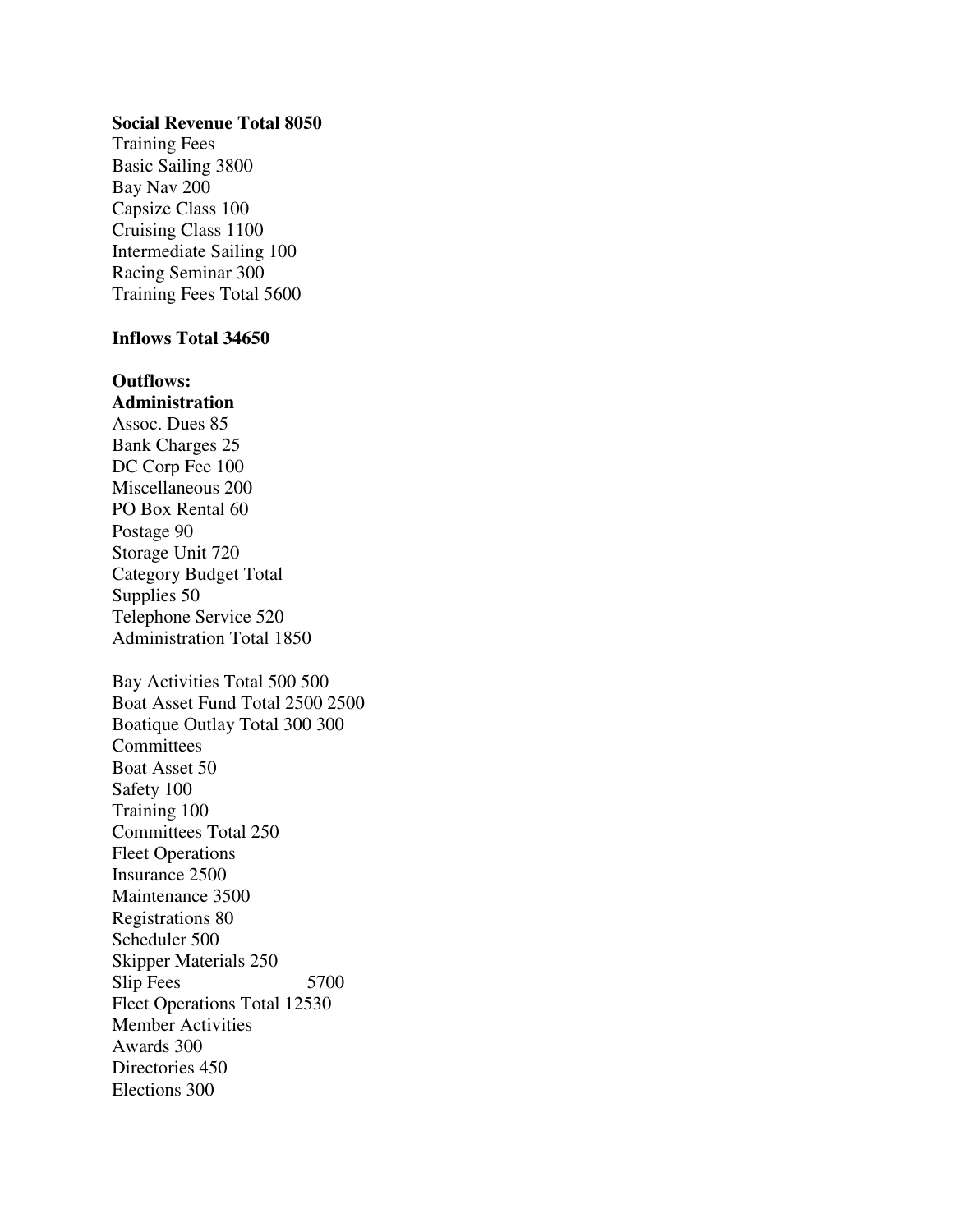**Social Revenue Total 8050**

Training Fees
Basic Sailing 3800
Bay Nav 200
Capsize Class 100
Cruising Class 1100
Intermediate Sailing 100
Racing Seminar 300
Training Fees Total 5600

**Inflows Total 34650**

**Outflows:**
**Administration**
Assoc. Dues 85
Bank Charges 25
DC Corp Fee 100
Miscellaneous 200
PO Box Rental 60
Postage 90
Storage Unit 720
Category Budget Total
Supplies 50
Telephone Service 520
Administration Total 1850

Bay Activities Total 500 500
Boat Asset Fund Total 2500 2500
Boatique Outlay Total 300 300
Committees
Boat Asset 50
Safety 100
Training 100
Committees Total 250
Fleet Operations
Insurance 2500
Maintenance 3500
Registrations 80
Scheduler 500
Skipper Materials 250
Slip Fees 5700
Fleet Operations Total 12530
Member Activities
Awards 300
Directories 450
Elections 300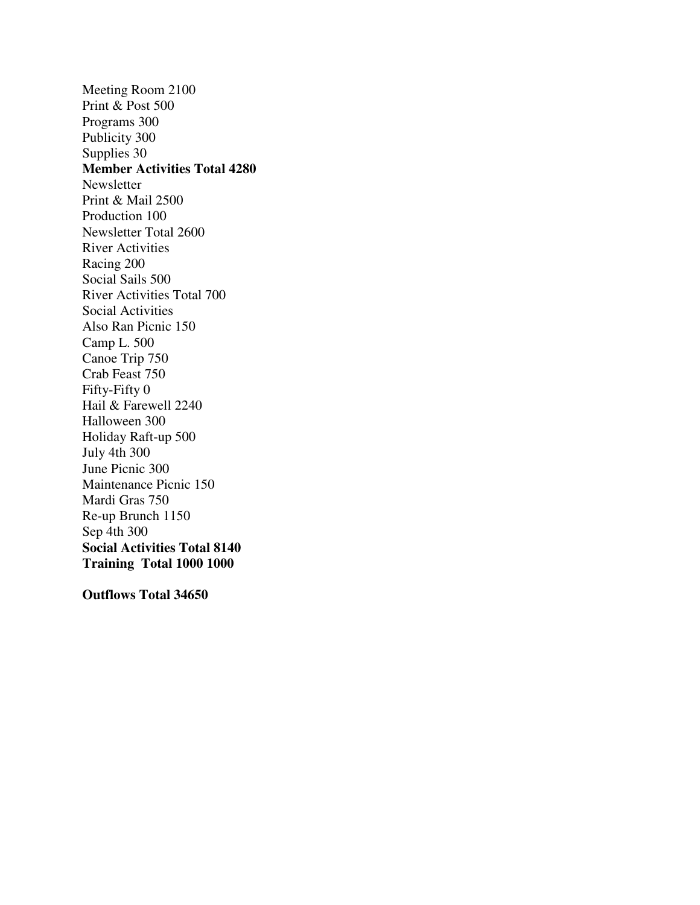Meeting Room 2100
Print & Post 500
Programs 300
Publicity 300
Supplies 30
**Member Activities Total 4280**
Newsletter
Print & Mail 2500
Production 100
Newsletter Total 2600
River Activities
Racing 200
Social Sails 500
River Activities Total 700
Social Activities
Also Ran Picnic 150
Camp L. 500
Canoe Trip 750
Crab Feast 750
Fifty-Fifty 0
Hail & Farewell 2240
Halloween 300
Holiday Raft-up 500
July 4th 300
June Picnic 300
Maintenance Picnic 150
Mardi Gras 750
Re-up Brunch 1150
Sep 4th 300
**Social Activities Total 8140**
**Training Total 1000 1000**

**Outflows Total 34650**